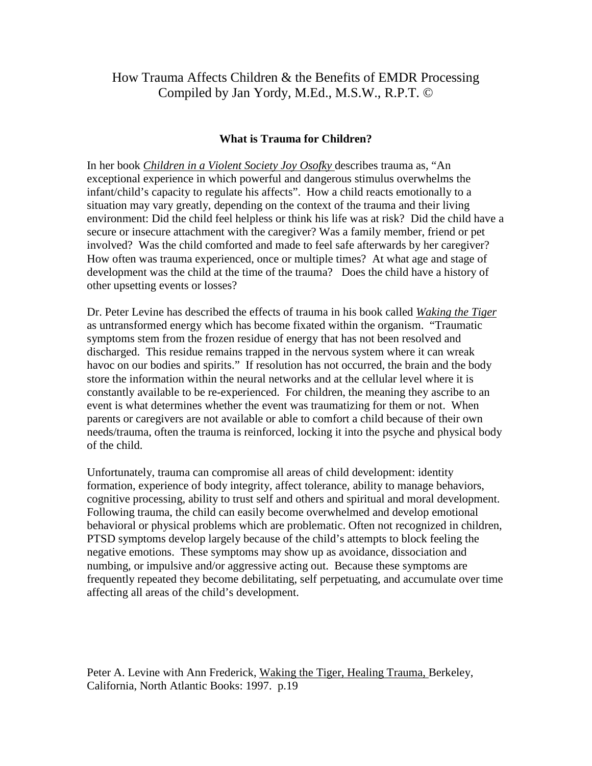# How Trauma Affects Children & the Benefits of EMDR Processing
Compiled by Jan Yordy, M.Ed., M.S.W., R.P.T. ©

## What is Trauma for Children?

In her book *Children in a Violent Society Joy Osofky* describes trauma as, "An exceptional experience in which powerful and dangerous stimulus overwhelms the infant/child's capacity to regulate his affects". How a child reacts emotionally to a situation may vary greatly, depending on the context of the trauma and their living environment: Did the child feel helpless or think his life was at risk? Did the child have a secure or insecure attachment with the caregiver? Was a family member, friend or pet involved? Was the child comforted and made to feel safe afterwards by her caregiver? How often was trauma experienced, once or multiple times? At what age and stage of development was the child at the time of the trauma? Does the child have a history of other upsetting events or losses?

Dr. Peter Levine has described the effects of trauma in his book called *Waking the Tiger* as untransformed energy which has become fixated within the organism. "Traumatic symptoms stem from the frozen residue of energy that has not been resolved and discharged. This residue remains trapped in the nervous system where it can wreak havoc on our bodies and spirits." If resolution has not occurred, the brain and the body store the information within the neural networks and at the cellular level where it is constantly available to be re-experienced. For children, the meaning they ascribe to an event is what determines whether the event was traumatizing for them or not. When parents or caregivers are not available or able to comfort a child because of their own needs/trauma, often the trauma is reinforced, locking it into the psyche and physical body of the child.

Unfortunately, trauma can compromise all areas of child development: identity formation, experience of body integrity, affect tolerance, ability to manage behaviors, cognitive processing, ability to trust self and others and spiritual and moral development. Following trauma, the child can easily become overwhelmed and develop emotional behavioral or physical problems which are problematic. Often not recognized in children, PTSD symptoms develop largely because of the child's attempts to block feeling the negative emotions. These symptoms may show up as avoidance, dissociation and numbing, or impulsive and/or aggressive acting out. Because these symptoms are frequently repeated they become debilitating, self perpetuating, and accumulate over time affecting all areas of the child's development.

Peter A. Levine with Ann Frederick, Waking the Tiger, Healing Trauma, Berkeley, California, North Atlantic Books: 1997. p.19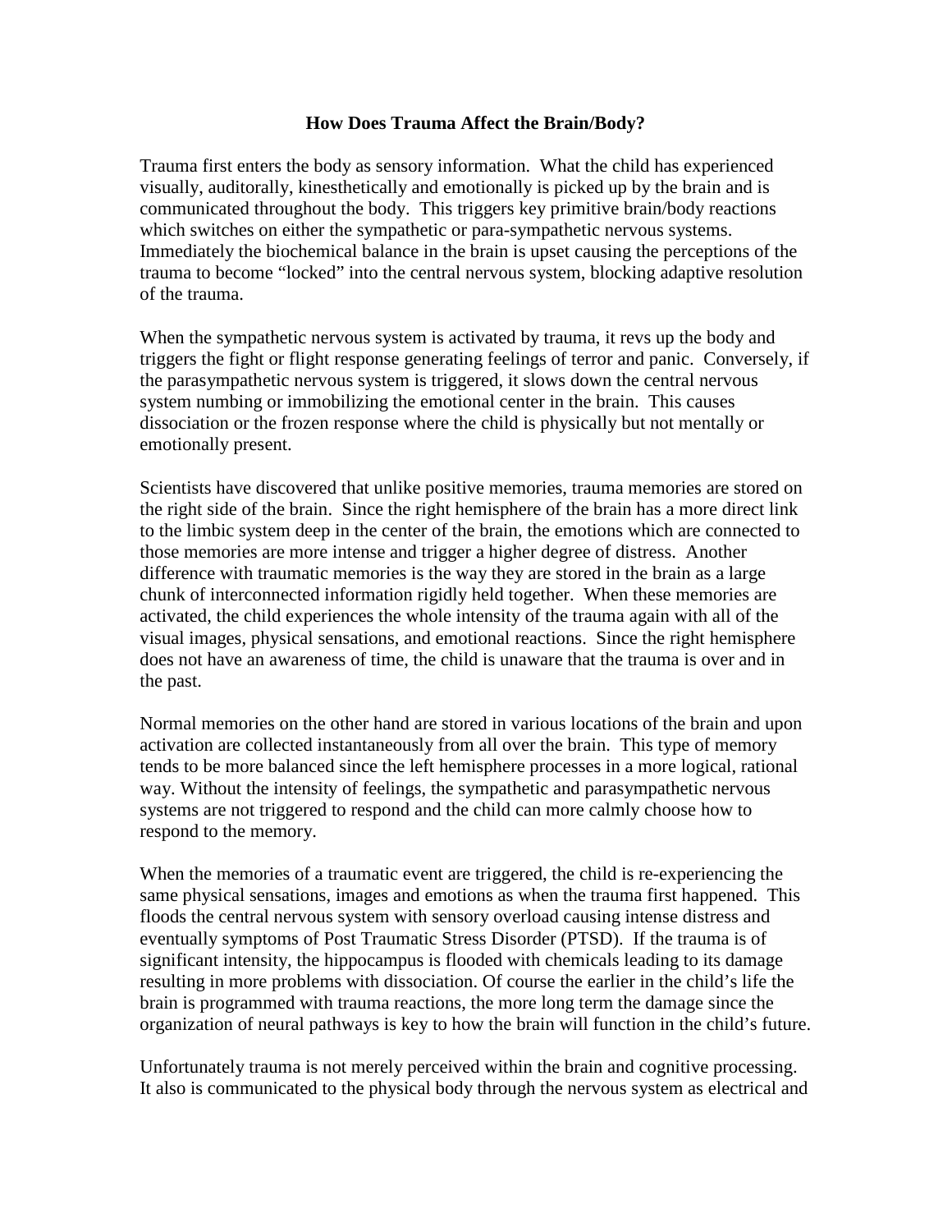## How Does Trauma Affect the Brain/Body?

Trauma first enters the body as sensory information. What the child has experienced visually, auditorally, kinesthetically and emotionally is picked up by the brain and is communicated throughout the body. This triggers key primitive brain/body reactions which switches on either the sympathetic or para-sympathetic nervous systems. Immediately the biochemical balance in the brain is upset causing the perceptions of the trauma to become "locked" into the central nervous system, blocking adaptive resolution of the trauma.

When the sympathetic nervous system is activated by trauma, it revs up the body and triggers the fight or flight response generating feelings of terror and panic. Conversely, if the parasympathetic nervous system is triggered, it slows down the central nervous system numbing or immobilizing the emotional center in the brain. This causes dissociation or the frozen response where the child is physically but not mentally or emotionally present.

Scientists have discovered that unlike positive memories, trauma memories are stored on the right side of the brain. Since the right hemisphere of the brain has a more direct link to the limbic system deep in the center of the brain, the emotions which are connected to those memories are more intense and trigger a higher degree of distress. Another difference with traumatic memories is the way they are stored in the brain as a large chunk of interconnected information rigidly held together. When these memories are activated, the child experiences the whole intensity of the trauma again with all of the visual images, physical sensations, and emotional reactions. Since the right hemisphere does not have an awareness of time, the child is unaware that the trauma is over and in the past.

Normal memories on the other hand are stored in various locations of the brain and upon activation are collected instantaneously from all over the brain. This type of memory tends to be more balanced since the left hemisphere processes in a more logical, rational way. Without the intensity of feelings, the sympathetic and parasympathetic nervous systems are not triggered to respond and the child can more calmly choose how to respond to the memory.

When the memories of a traumatic event are triggered, the child is re-experiencing the same physical sensations, images and emotions as when the trauma first happened. This floods the central nervous system with sensory overload causing intense distress and eventually symptoms of Post Traumatic Stress Disorder (PTSD). If the trauma is of significant intensity, the hippocampus is flooded with chemicals leading to its damage resulting in more problems with dissociation. Of course the earlier in the child's life the brain is programmed with trauma reactions, the more long term the damage since the organization of neural pathways is key to how the brain will function in the child's future.

Unfortunately trauma is not merely perceived within the brain and cognitive processing. It also is communicated to the physical body through the nervous system as electrical and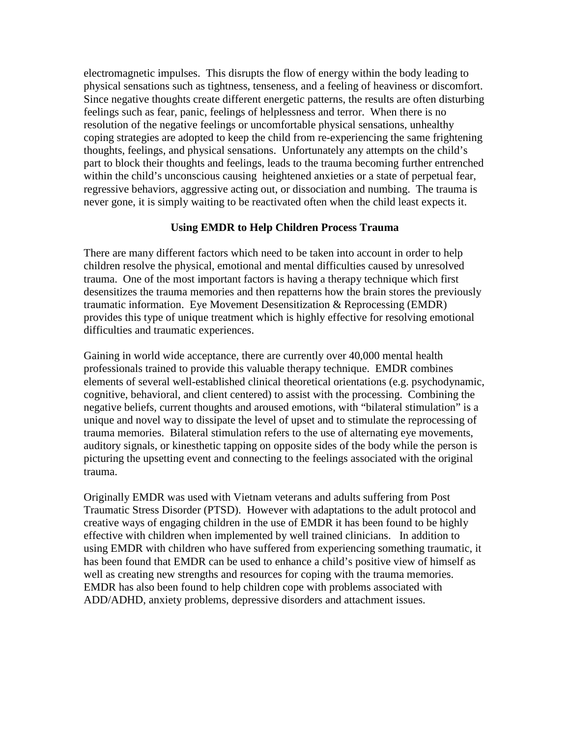electromagnetic impulses. This disrupts the flow of energy within the body leading to physical sensations such as tightness, tenseness, and a feeling of heaviness or discomfort. Since negative thoughts create different energetic patterns, the results are often disturbing feelings such as fear, panic, feelings of helplessness and terror. When there is no resolution of the negative feelings or uncomfortable physical sensations, unhealthy coping strategies are adopted to keep the child from re-experiencing the same frightening thoughts, feelings, and physical sensations. Unfortunately any attempts on the child's part to block their thoughts and feelings, leads to the trauma becoming further entrenched within the child's unconscious causing heightened anxieties or a state of perpetual fear, regressive behaviors, aggressive acting out, or dissociation and numbing. The trauma is never gone, it is simply waiting to be reactivated often when the child least expects it.

## Using EMDR to Help Children Process Trauma

There are many different factors which need to be taken into account in order to help children resolve the physical, emotional and mental difficulties caused by unresolved trauma. One of the most important factors is having a therapy technique which first desensitizes the trauma memories and then repatterns how the brain stores the previously traumatic information. Eye Movement Desensitization & Reprocessing (EMDR) provides this type of unique treatment which is highly effective for resolving emotional difficulties and traumatic experiences.

Gaining in world wide acceptance, there are currently over 40,000 mental health professionals trained to provide this valuable therapy technique. EMDR combines elements of several well-established clinical theoretical orientations (e.g. psychodynamic, cognitive, behavioral, and client centered) to assist with the processing. Combining the negative beliefs, current thoughts and aroused emotions, with "bilateral stimulation" is a unique and novel way to dissipate the level of upset and to stimulate the reprocessing of trauma memories. Bilateral stimulation refers to the use of alternating eye movements, auditory signals, or kinesthetic tapping on opposite sides of the body while the person is picturing the upsetting event and connecting to the feelings associated with the original trauma.

Originally EMDR was used with Vietnam veterans and adults suffering from Post Traumatic Stress Disorder (PTSD). However with adaptations to the adult protocol and creative ways of engaging children in the use of EMDR it has been found to be highly effective with children when implemented by well trained clinicians. In addition to using EMDR with children who have suffered from experiencing something traumatic, it has been found that EMDR can be used to enhance a child's positive view of himself as well as creating new strengths and resources for coping with the trauma memories. EMDR has also been found to help children cope with problems associated with ADD/ADHD, anxiety problems, depressive disorders and attachment issues.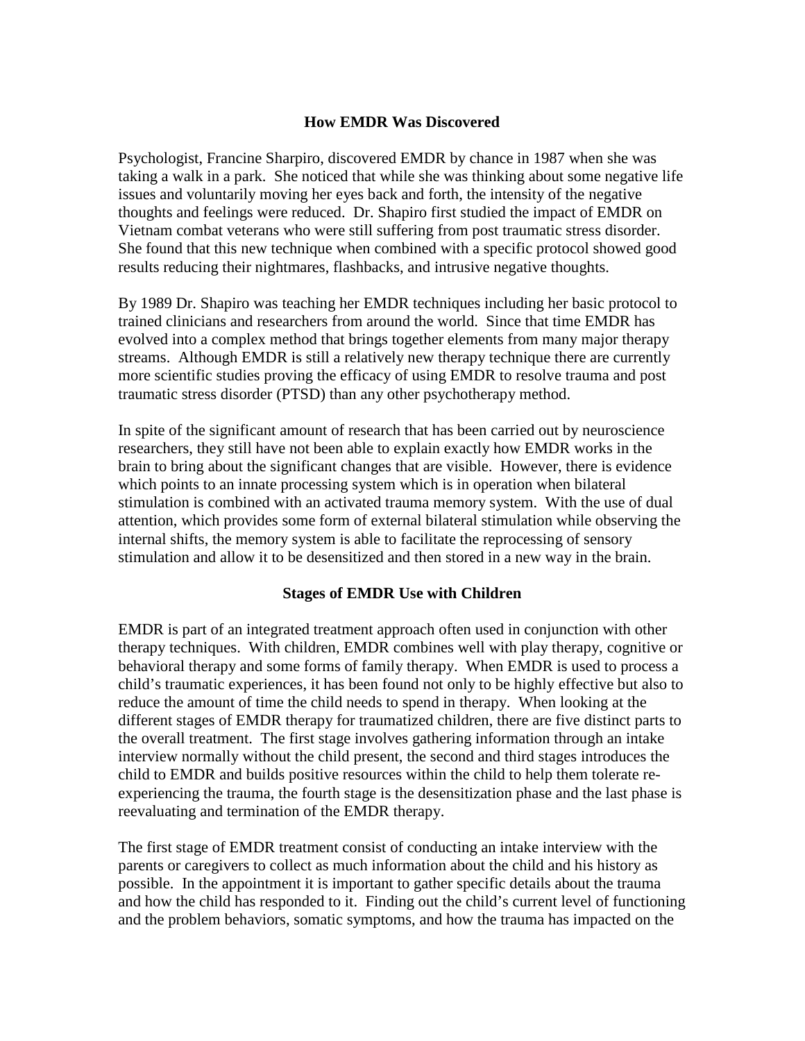## How EMDR Was Discovered

Psychologist, Francine Sharpiro, discovered EMDR by chance in 1987 when she was taking a walk in a park. She noticed that while she was thinking about some negative life issues and voluntarily moving her eyes back and forth, the intensity of the negative thoughts and feelings were reduced. Dr. Shapiro first studied the impact of EMDR on Vietnam combat veterans who were still suffering from post traumatic stress disorder. She found that this new technique when combined with a specific protocol showed good results reducing their nightmares, flashbacks, and intrusive negative thoughts.

By 1989 Dr. Shapiro was teaching her EMDR techniques including her basic protocol to trained clinicians and researchers from around the world. Since that time EMDR has evolved into a complex method that brings together elements from many major therapy streams. Although EMDR is still a relatively new therapy technique there are currently more scientific studies proving the efficacy of using EMDR to resolve trauma and post traumatic stress disorder (PTSD) than any other psychotherapy method.

In spite of the significant amount of research that has been carried out by neuroscience researchers, they still have not been able to explain exactly how EMDR works in the brain to bring about the significant changes that are visible. However, there is evidence which points to an innate processing system which is in operation when bilateral stimulation is combined with an activated trauma memory system. With the use of dual attention, which provides some form of external bilateral stimulation while observing the internal shifts, the memory system is able to facilitate the reprocessing of sensory stimulation and allow it to be desensitized and then stored in a new way in the brain.

## Stages of EMDR Use with Children

EMDR is part of an integrated treatment approach often used in conjunction with other therapy techniques. With children, EMDR combines well with play therapy, cognitive or behavioral therapy and some forms of family therapy. When EMDR is used to process a child's traumatic experiences, it has been found not only to be highly effective but also to reduce the amount of time the child needs to spend in therapy. When looking at the different stages of EMDR therapy for traumatized children, there are five distinct parts to the overall treatment. The first stage involves gathering information through an intake interview normally without the child present, the second and third stages introduces the child to EMDR and builds positive resources within the child to help them tolerate re-experiencing the trauma, the fourth stage is the desensitization phase and the last phase is reevaluating and termination of the EMDR therapy.

The first stage of EMDR treatment consist of conducting an intake interview with the parents or caregivers to collect as much information about the child and his history as possible. In the appointment it is important to gather specific details about the trauma and how the child has responded to it. Finding out the child's current level of functioning and the problem behaviors, somatic symptoms, and how the trauma has impacted on the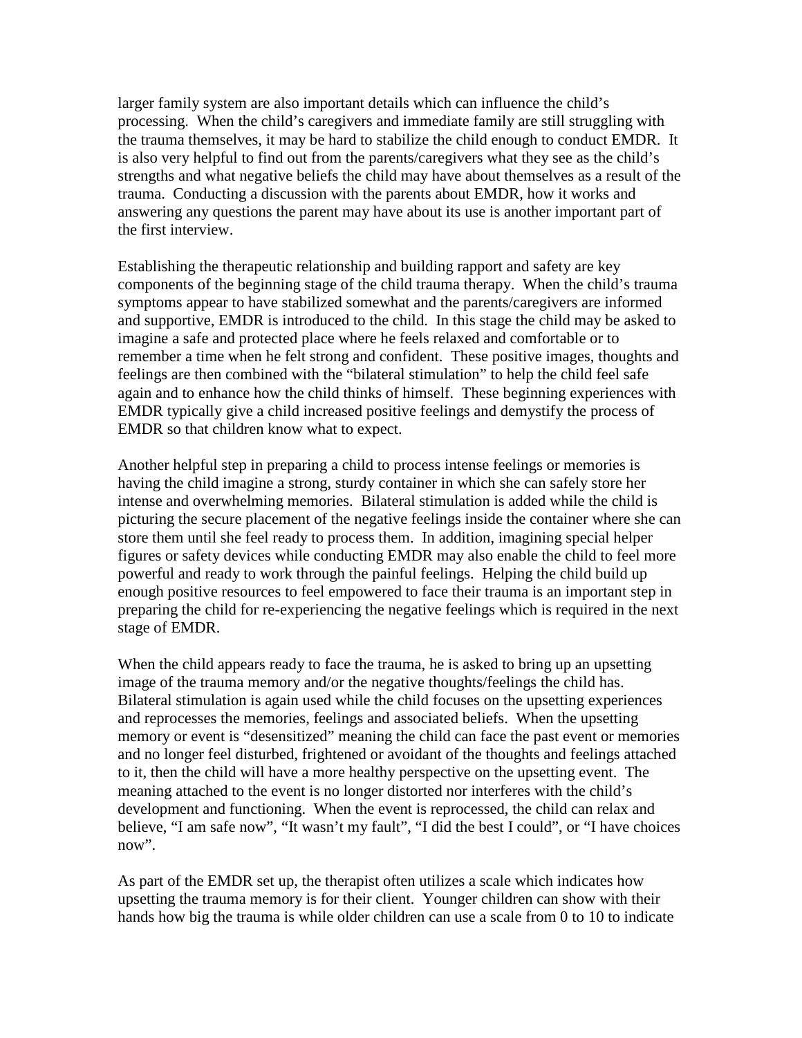larger family system are also important details which can influence the child's processing. When the child's caregivers and immediate family are still struggling with the trauma themselves, it may be hard to stabilize the child enough to conduct EMDR. It is also very helpful to find out from the parents/caregivers what they see as the child's strengths and what negative beliefs the child may have about themselves as a result of the trauma. Conducting a discussion with the parents about EMDR, how it works and answering any questions the parent may have about its use is another important part of the first interview.

Establishing the therapeutic relationship and building rapport and safety are key components of the beginning stage of the child trauma therapy. When the child's trauma symptoms appear to have stabilized somewhat and the parents/caregivers are informed and supportive, EMDR is introduced to the child. In this stage the child may be asked to imagine a safe and protected place where he feels relaxed and comfortable or to remember a time when he felt strong and confident. These positive images, thoughts and feelings are then combined with the "bilateral stimulation" to help the child feel safe again and to enhance how the child thinks of himself. These beginning experiences with EMDR typically give a child increased positive feelings and demystify the process of EMDR so that children know what to expect.

Another helpful step in preparing a child to process intense feelings or memories is having the child imagine a strong, sturdy container in which she can safely store her intense and overwhelming memories. Bilateral stimulation is added while the child is picturing the secure placement of the negative feelings inside the container where she can store them until she feel ready to process them. In addition, imagining special helper figures or safety devices while conducting EMDR may also enable the child to feel more powerful and ready to work through the painful feelings. Helping the child build up enough positive resources to feel empowered to face their trauma is an important step in preparing the child for re-experiencing the negative feelings which is required in the next stage of EMDR.

When the child appears ready to face the trauma, he is asked to bring up an upsetting image of the trauma memory and/or the negative thoughts/feelings the child has. Bilateral stimulation is again used while the child focuses on the upsetting experiences and reprocesses the memories, feelings and associated beliefs. When the upsetting memory or event is "desensitized" meaning the child can face the past event or memories and no longer feel disturbed, frightened or avoidant of the thoughts and feelings attached to it, then the child will have a more healthy perspective on the upsetting event. The meaning attached to the event is no longer distorted nor interferes with the child's development and functioning. When the event is reprocessed, the child can relax and believe, "I am safe now", "It wasn't my fault", "I did the best I could", or "I have choices now".

As part of the EMDR set up, the therapist often utilizes a scale which indicates how upsetting the trauma memory is for their client. Younger children can show with their hands how big the trauma is while older children can use a scale from 0 to 10 to indicate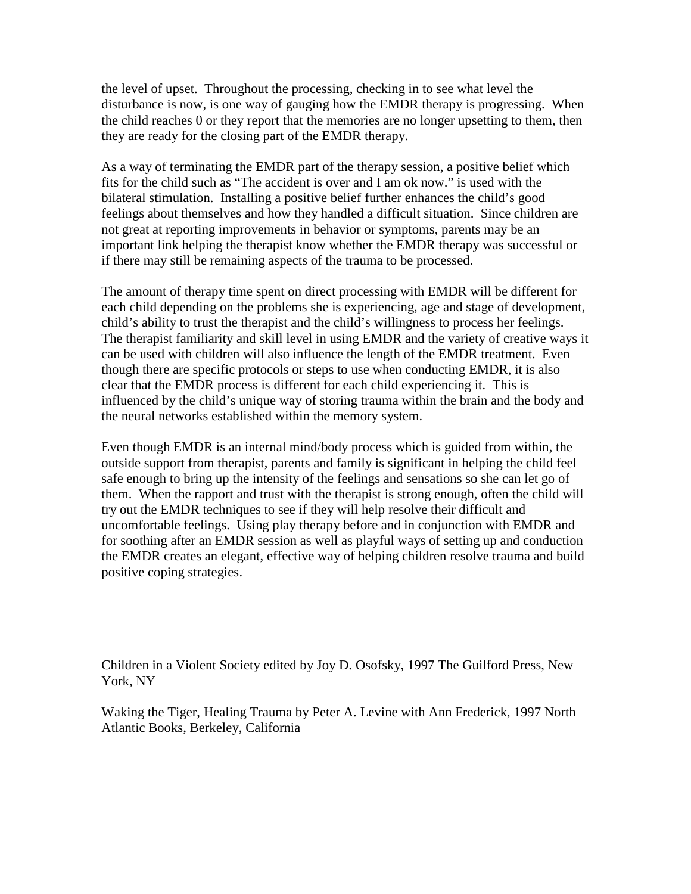the level of upset. Throughout the processing, checking in to see what level the disturbance is now, is one way of gauging how the EMDR therapy is progressing. When the child reaches 0 or they report that the memories are no longer upsetting to them, then they are ready for the closing part of the EMDR therapy.

As a way of terminating the EMDR part of the therapy session, a positive belief which fits for the child such as "The accident is over and I am ok now." is used with the bilateral stimulation. Installing a positive belief further enhances the child's good feelings about themselves and how they handled a difficult situation. Since children are not great at reporting improvements in behavior or symptoms, parents may be an important link helping the therapist know whether the EMDR therapy was successful or if there may still be remaining aspects of the trauma to be processed.

The amount of therapy time spent on direct processing with EMDR will be different for each child depending on the problems she is experiencing, age and stage of development, child's ability to trust the therapist and the child's willingness to process her feelings. The therapist familiarity and skill level in using EMDR and the variety of creative ways it can be used with children will also influence the length of the EMDR treatment. Even though there are specific protocols or steps to use when conducting EMDR, it is also clear that the EMDR process is different for each child experiencing it. This is influenced by the child's unique way of storing trauma within the brain and the body and the neural networks established within the memory system.

Even though EMDR is an internal mind/body process which is guided from within, the outside support from therapist, parents and family is significant in helping the child feel safe enough to bring up the intensity of the feelings and sensations so she can let go of them. When the rapport and trust with the therapist is strong enough, often the child will try out the EMDR techniques to see if they will help resolve their difficult and uncomfortable feelings. Using play therapy before and in conjunction with EMDR and for soothing after an EMDR session as well as playful ways of setting up and conduction the EMDR creates an elegant, effective way of helping children resolve trauma and build positive coping strategies.

Children in a Violent Society edited by Joy D. Osofsky, 1997 The Guilford Press, New York, NY

Waking the Tiger, Healing Trauma by Peter A. Levine with Ann Frederick, 1997 North Atlantic Books, Berkeley, California